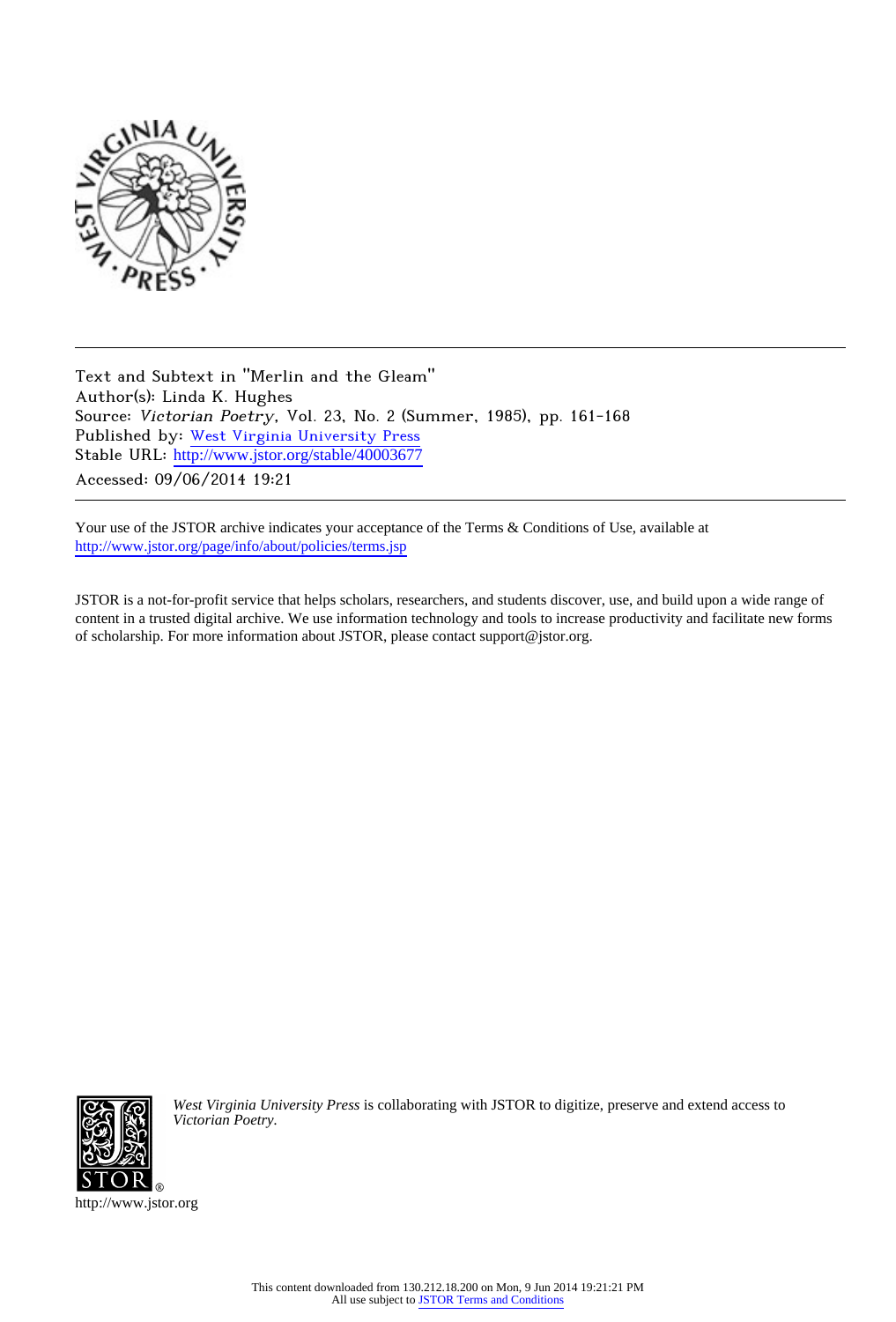Text and Subtext in "Merlin and the Gleam"
Author(s): Linda K. Hughes
Source: *Victorian Poetry*, Vol. 23, No. 2 (Summer, 1985), pp. 161-168
Published by: West Virginia University Press
Stable URL: http://www.jstor.org/stable/40003677
Accessed: 09/06/2014 19:21

Your use of the JSTOR archive indicates your acceptance of the Terms & Conditions of Use, available at
http://www.jstor.org/page/info/about/policies/terms.jsp

JSTOR is a not-for-profit service that helps scholars, researchers, and students discover, use, and build upon a wide range of content in a trusted digital archive. We use information technology and tools to increase productivity and facilitate new forms of scholarship. For more information about JSTOR, please contact support@jstor.org.

*West Virginia University Press* is collaborating with JSTOR to digitize, preserve and extend access to *Victorian Poetry*.

http://www.jstor.org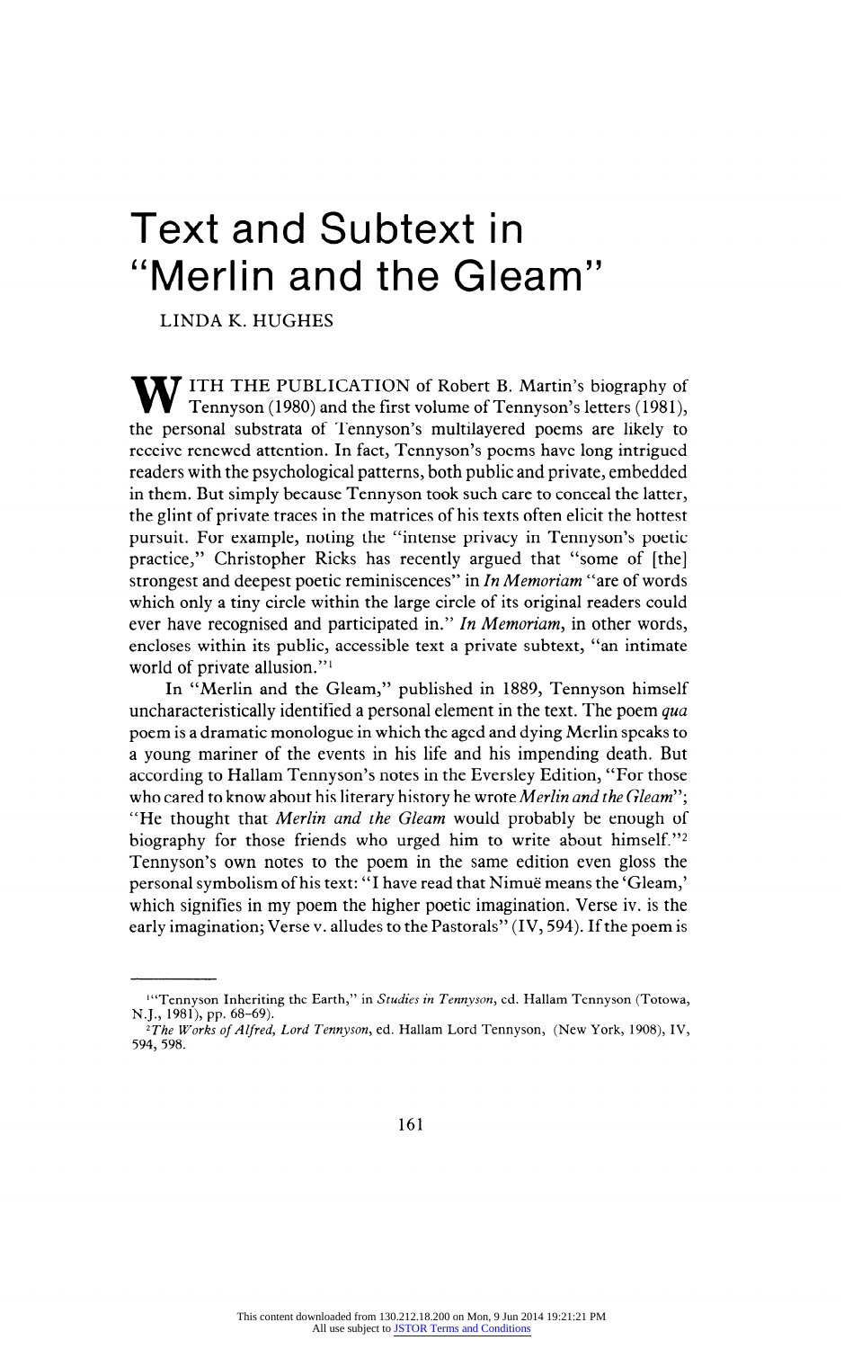# Text and Subtext in "Merlin and the Gleam"

LINDA K. HUGHES

WITH THE PUBLICATION of Robert B. Martin's biography of Tennyson (1980) and the first volume of Tennyson's letters (1981), the personal substrata of Tennyson's multilayered poems are likely to receive renewed attention. In fact, Tennyson's poems have long intrigued readers with the psychological patterns, both public and private, embedded in them. But simply because Tennyson took such care to conceal the latter, the glint of private traces in the matrices of his texts often elicit the hottest pursuit. For example, noting the "intense privacy in Tennyson's poetic practice," Christopher Ricks has recently argued that "some of [the] strongest and deepest poetic reminiscences" in *In Memoriam* "are of words which only a tiny circle within the large circle of its original readers could ever have recognised and participated in." *In Memoriam*, in other words, encloses within its public, accessible text a private subtext, "an intimate world of private allusion."[1]

In "Merlin and the Gleam," published in 1889, Tennyson himself uncharacteristically identified a personal element in the text. The poem *qua* poem is a dramatic monologue in which the aged and dying Merlin speaks to a young mariner of the events in his life and his impending death. But according to Hallam Tennyson's notes in the Eversley Edition, "For those who cared to know about his literary history he wrote *Merlin and the Gleam*"; "He thought that *Merlin and the Gleam* would probably be enough of biography for those friends who urged him to write about himself."[2] Tennyson's own notes to the poem in the same edition even gloss the personal symbolism of his text: "I have read that Nimuë means the 'Gleam,' which signifies in my poem the higher poetic imagination. Verse iv. is the early imagination; Verse v. alludes to the Pastorals" (IV, 594). If the poem is

---

[1] "Tennyson Inheriting the Earth," in *Studies in Tennyson*, ed. Hallam Tennyson (Totowa, N.J., 1981), pp. 68–69.

[2] *The Works of Alfred, Lord Tennyson*, ed. Hallam Lord Tennyson, (New York, 1908), IV, 594, 598.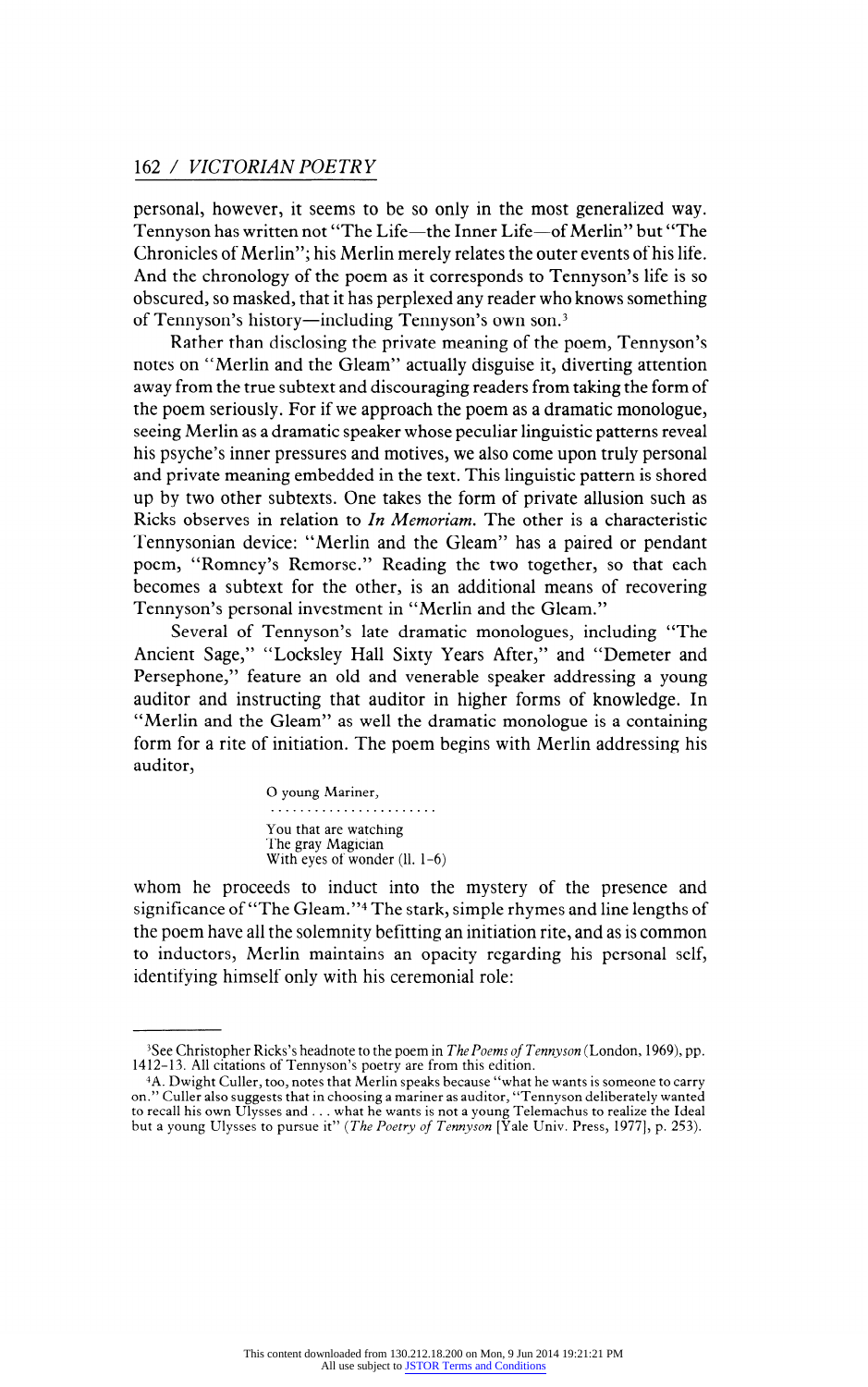personal, however, it seems to be so only in the most generalized way. Tennyson has written not "The Life—the Inner Life—of Merlin" but "The Chronicles of Merlin"; his Merlin merely relates the outer events of his life. And the chronology of the poem as it corresponds to Tennyson's life is so obscured, so masked, that it has perplexed any reader who knows something of Tennyson's history—including Tennyson's own son.[3]

Rather than disclosing the private meaning of the poem, Tennyson's notes on "Merlin and the Gleam" actually disguise it, diverting attention away from the true subtext and discouraging readers from taking the form of the poem seriously. For if we approach the poem as a dramatic monologue, seeing Merlin as a dramatic speaker whose peculiar linguistic patterns reveal his psyche's inner pressures and motives, we also come upon truly personal and private meaning embedded in the text. This linguistic pattern is shored up by two other subtexts. One takes the form of private allusion such as Ricks observes in relation to *In Memoriam*. The other is a characteristic Tennysonian device: "Merlin and the Gleam" has a paired or pendant poem, "Romney's Remorse." Reading the two together, so that each becomes a subtext for the other, is an additional means of recovering Tennyson's personal investment in "Merlin and the Gleam."

Several of Tennyson's late dramatic monologues, including "The Ancient Sage," "Locksley Hall Sixty Years After," and "Demeter and Persephone," feature an old and venerable speaker addressing a young auditor and instructing that auditor in higher forms of knowledge. In "Merlin and the Gleam" as well the dramatic monologue is a containing form for a rite of initiation. The poem begins with Merlin addressing his auditor,

> O young Mariner,
> .......................
> You that are watching
> The gray Magician
> With eyes of wonder (ll. 1-6)

whom he proceeds to induct into the mystery of the presence and significance of "The Gleam."[4] The stark, simple rhymes and line lengths of the poem have all the solemnity befitting an initiation rite, and as is common to inductors, Merlin maintains an opacity regarding his personal self, identifying himself only with his ceremonial role:

---

[3]See Christopher Ricks's headnote to the poem in *The Poems of Tennyson* (London, 1969), pp. 1412-13. All citations of Tennyson's poetry are from this edition.

[4]A. Dwight Culler, too, notes that Merlin speaks because "what he wants is someone to carry on." Culler also suggests that in choosing a mariner as auditor, "Tennyson deliberately wanted to recall his own Ulysses and . . . what he wants is not a young Telemachus to realize the Ideal but a young Ulysses to pursue it" (*The Poetry of Tennyson* [Yale Univ. Press, 1977], p. 253).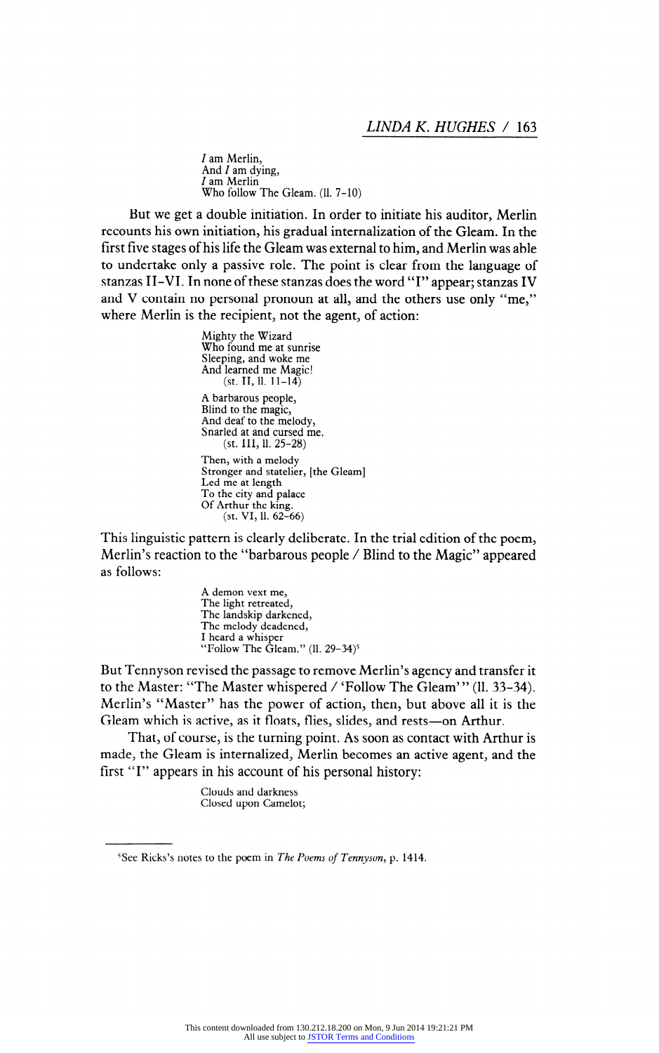*I* am Merlin,
And *I* am dying,
*I* am Merlin
Who follow The Gleam. (ll. 7–10)

But we get a double initiation. In order to initiate his auditor, Merlin recounts his own initiation, his gradual internalization of the Gleam. In the first five stages of his life the Gleam was external to him, and Merlin was able to undertake only a passive role. The point is clear from the language of stanzas II–VI. In none of these stanzas does the word "I" appear; stanzas IV and V contain no personal pronoun at all, and the others use only "me," where Merlin is the recipient, not the agent, of action:

Mighty the Wizard
Who found me at sunrise
Sleeping, and woke me
And learned me Magic!
(st. II, ll. 11–14)

A barbarous people,
Blind to the magic,
And deaf to the melody,
Snarled at and cursed me.
(st. III, ll. 25–28)

Then, with a melody
Stronger and statelier, [the Gleam]
Led me at length
To the city and palace
Of Arthur the king.
(st. VI, ll. 62–66)

This linguistic pattern is clearly deliberate. In the trial edition of the poem, Merlin's reaction to the "barbarous people / Blind to the Magic" appeared as follows:

A demon vext me,
The light retreated,
The landskip darkened,
The melody deadened,
I heard a whisper
"Follow The Gleam." (ll. 29–34)[5]

But Tennyson revised the passage to remove Merlin's agency and transfer it to the Master: "The Master whispered / 'Follow The Gleam'" (ll. 33–34). Merlin's "Master" has the power of action, then, but above all it is the Gleam which is active, as it floats, flies, slides, and rests—on Arthur.

That, of course, is the turning point. As soon as contact with Arthur is made, the Gleam is internalized, Merlin becomes an active agent, and the first "I" appears in his account of his personal history:

Clouds and darkness
Closed upon Camelot;

---

[5]See Ricks's notes to the poem in *The Poems of Tennyson*, p. 1414.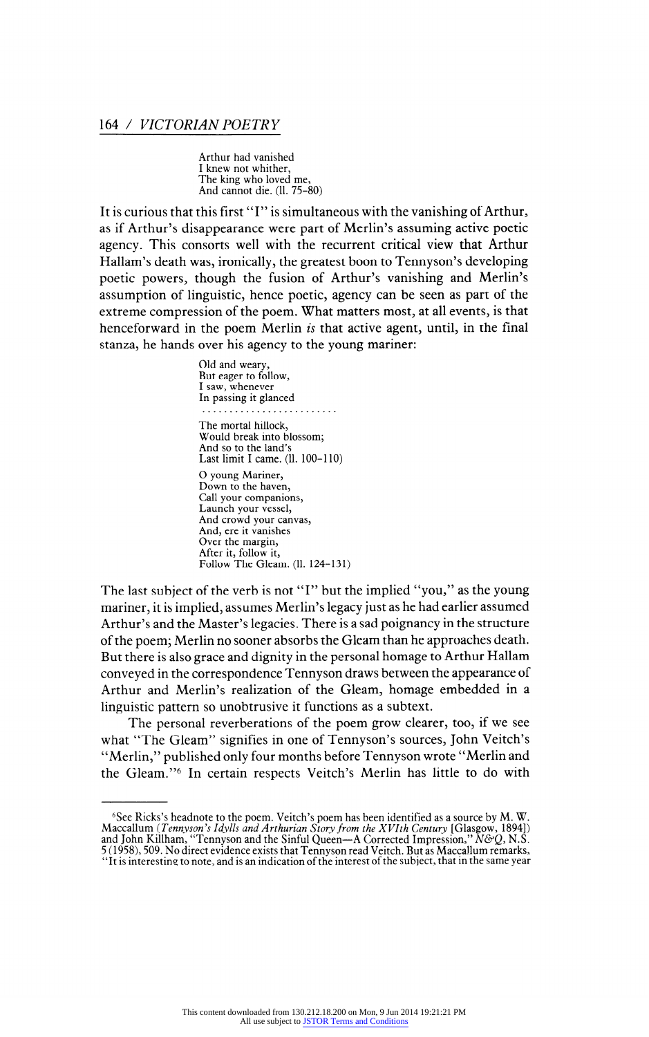Arthur had vanished  
I knew not whither,  
The king who loved me,  
And cannot die. (ll. 75–80)

It is curious that this first "I" is simultaneous with the vanishing of Arthur, as if Arthur's disappearance were part of Merlin's assuming active poetic agency. This consorts well with the recurrent critical view that Arthur Hallam's death was, ironically, the greatest boon to Tennyson's developing poetic powers, though the fusion of Arthur's vanishing and Merlin's assumption of linguistic, hence poetic, agency can be seen as part of the extreme compression of the poem. What matters most, at all events, is that henceforward in the poem Merlin *is* that active agent, until, in the final stanza, he hands over his agency to the young mariner:

Old and weary,  
But eager to follow,  
I saw, whenever  
In passing it glanced

. . . . . . . . . . . . . . . . . . . . . . . . . .

The mortal hillock,  
Would break into blossom;  
And so to the land's  
Last limit I came. (ll. 100–110)

O young Mariner,  
Down to the haven,  
Call your companions,  
Launch your vessel,  
And crowd your canvas,  
And, ere it vanishes  
Over the margin,  
After it, follow it,  
Follow The Gleam. (ll. 124–131)

The last subject of the verb is not "I" but the implied "you," as the young mariner, it is implied, assumes Merlin's legacy just as he had earlier assumed Arthur's and the Master's legacies. There is a sad poignancy in the structure of the poem; Merlin no sooner absorbs the Gleam than he approaches death. But there is also grace and dignity in the personal homage to Arthur Hallam conveyed in the correspondence Tennyson draws between the appearance of Arthur and Merlin's realization of the Gleam, homage embedded in a linguistic pattern so unobtrusive it functions as a subtext.

The personal reverberations of the poem grow clearer, too, if we see what "The Gleam" signifies in one of Tennyson's sources, John Veitch's "Merlin," published only four months before Tennyson wrote "Merlin and the Gleam."[6] In certain respects Veitch's Merlin has little to do with

---

[6]See Ricks's headnote to the poem. Veitch's poem has been identified as a source by M. W. Maccallum (*Tennyson's Idylls and Arthurian Story from the XVIth Century* [Glasgow, 1894]) and John Killham, "Tennyson and the Sinful Queen—A Corrected Impression," *N&Q*, N.S. 5 (1958), 509. No direct evidence exists that Tennyson read Veitch. But as Maccallum remarks, "It is interesting to note, and is an indication of the interest of the subject, that in the same year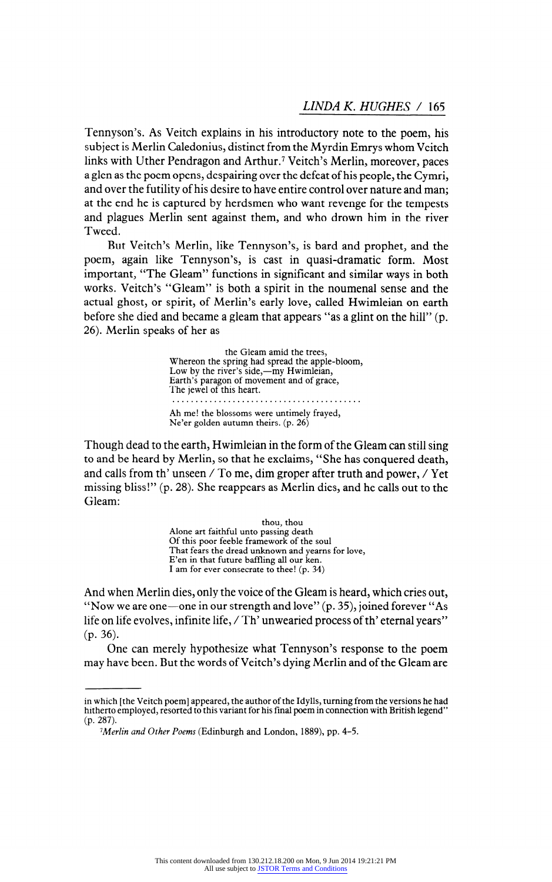Tennyson's. As Veitch explains in his introductory note to the poem, his subject is Merlin Caledonius, distinct from the Myrdin Emrys whom Veitch links with Uther Pendragon and Arthur.[7] Veitch's Merlin, moreover, paces a glen as the poem opens, despairing over the defeat of his people, the Cymri, and over the futility of his desire to have entire control over nature and man; at the end he is captured by herdsmen who want revenge for the tempests and plagues Merlin sent against them, and who drown him in the river Tweed.

But Veitch's Merlin, like Tennyson's, is bard and prophet, and the poem, again like Tennyson's, is cast in quasi-dramatic form. Most important, "The Gleam" functions in significant and similar ways in both works. Veitch's "Gleam" is both a spirit in the noumenal sense and the actual ghost, or spirit, of Merlin's early love, called Hwimleian on earth before she died and became a gleam that appears "as a glint on the hill" (p. 26). Merlin speaks of her as

> the Gleam amid the trees,
> Whereon the spring had spread the apple-bloom,
> Low by the river's side,—my Hwimleian,
> Earth's paragon of movement and of grace,
> The jewel of this heart.
> . . . . . . . . . . . . . . . . . . . . . . . . . . . . . . . . . . . . . . . . .
> Ah me! the blossoms were untimely frayed,
> Ne'er golden autumn theirs. (p. 26)

Though dead to the earth, Hwimleian in the form of the Gleam can still sing to and be heard by Merlin, so that he exclaims, "She has conquered death, and calls from th' unseen / To me, dim groper after truth and power, / Yet missing bliss!" (p. 28). She reappears as Merlin dies, and he calls out to the Gleam:

> thou, thou
> Alone art faithful unto passing death
> Of this poor feeble framework of the soul
> That fears the dread unknown and yearns for love,
> E'en in that future baffling all our ken.
> I am for ever consecrate to thee! (p. 34)

And when Merlin dies, only the voice of the Gleam is heard, which cries out, "Now we are one—one in our strength and love" (p. 35), joined forever "As life on life evolves, infinite life, / Th' unwearied process of th' eternal years" (p. 36).

One can merely hypothesize what Tennyson's response to the poem may have been. But the words of Veitch's dying Merlin and of the Gleam are

---

in which [the Veitch poem] appeared, the author of the Idylls, turning from the versions he had hitherto employed, resorted to this variant for his final poem in connection with British legend" (p. 287).

[7]*Merlin and Other Poems* (Edinburgh and London, 1889), pp. 4–5.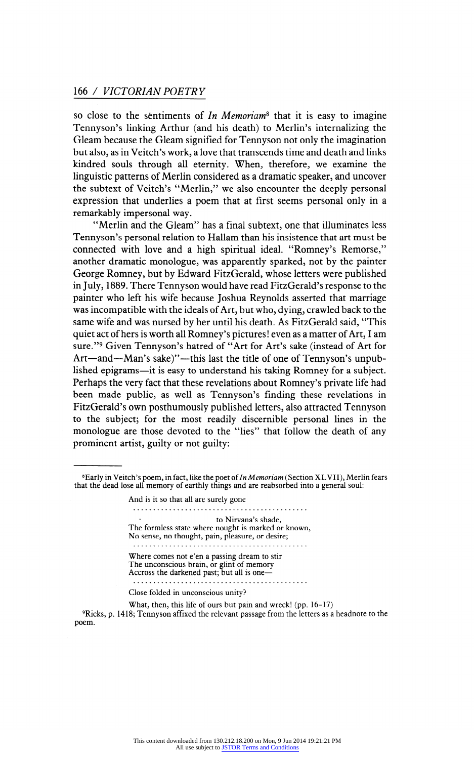so close to the sentiments of *In Memoriam*[8] that it is easy to imagine Tennyson's linking Arthur (and his death) to Merlin's internalizing the Gleam because the Gleam signified for Tennyson not only the imagination but also, as in Veitch's work, a love that transcends time and death and links kindred souls through all eternity. When, therefore, we examine the linguistic patterns of Merlin considered as a dramatic speaker, and uncover the subtext of Veitch's "Merlin," we also encounter the deeply personal expression that underlies a poem that at first seems personal only in a remarkably impersonal way.

"Merlin and the Gleam" has a final subtext, one that illuminates less Tennyson's personal relation to Hallam than his insistence that art must be connected with love and a high spiritual ideal. "Romney's Remorse," another dramatic monologue, was apparently sparked, not by the painter George Romney, but by Edward FitzGerald, whose letters were published in July, 1889. There Tennyson would have read FitzGerald's response to the painter who left his wife because Joshua Reynolds asserted that marriage was incompatible with the ideals of Art, but who, dying, crawled back to the same wife and was nursed by her until his death. As FitzGerald said, "This quiet act of hers is worth all Romney's pictures! even as a matter of Art, I am sure."[9] Given Tennyson's hatred of "Art for Art's sake (instead of Art for Art—and—Man's sake)"—this last the title of one of Tennyson's unpublished epigrams—it is easy to understand his taking Romney for a subject. Perhaps the very fact that these revelations about Romney's private life had been made public, as well as Tennyson's finding these revelations in FitzGerald's own posthumously published letters, also attracted Tennyson to the subject; for the most readily discernible personal lines in the monologue are those devoted to the "lies" that follow the death of any prominent artist, guilty or not guilty:

---

[8]Early in Veitch's poem, in fact, like the poet of *In Memoriam* (Section XLVII), Merlin fears that the dead lose all memory of earthly things and are reabsorbed into a general soul:

> And is it so that all are surely gone
> . . . . . . . . . . . . . . . . . . . . . . . . . . . . . . . . . . . . . . . . . . .
> . to Nirvana's shade,
> The formless state where nought is marked or known,
> No sense, no thought, pain, pleasure, or desire;
> . . . . . . . . . . . . . . . . . . . . . . . . . . . . . . . . . . . . . . . . . . .
> Where comes not e'en a passing dream to stir
> The unconscious brain, or glint of memory
> Accross the darkened past; but all is one—
> . . . . . . . . . . . . . . . . . . . . . . . . . . . . . . . . . . . . . . . . . . .
> Close folded in unconscious unity?
>
> What, then, this life of ours but pain and wreck! (pp. 16–17)

[9]Ricks, p. 1418; Tennyson affixed the relevant passage from the letters as a headnote to the poem.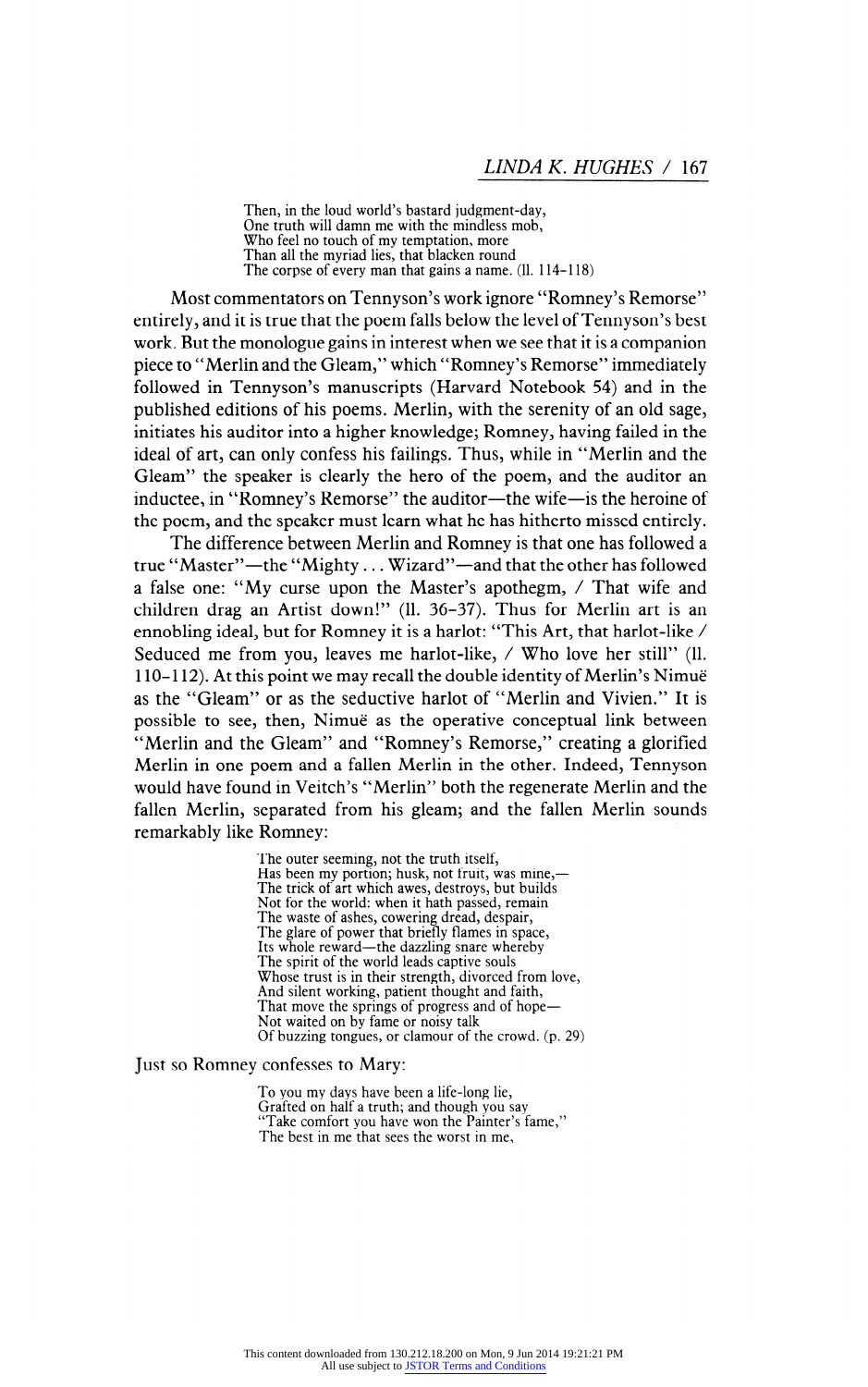> Then, in the loud world's bastard judgment-day,
> One truth will damn me with the mindless mob,
> Who feel no touch of my temptation, more
> Than all the myriad lies, that blacken round
> The corpse of every man that gains a name. (ll. 114–118)

Most commentators on Tennyson's work ignore "Romney's Remorse" entirely, and it is true that the poem falls below the level of Tennyson's best work. But the monologue gains in interest when we see that it is a companion piece to "Merlin and the Gleam," which "Romney's Remorse" immediately followed in Tennyson's manuscripts (Harvard Notebook 54) and in the published editions of his poems. Merlin, with the serenity of an old sage, initiates his auditor into a higher knowledge; Romney, having failed in the ideal of art, can only confess his failings. Thus, while in "Merlin and the Gleam" the speaker is clearly the hero of the poem, and the auditor an inductee, in "Romney's Remorse" the auditor—the wife—is the heroine of the poem, and the speaker must learn what he has hitherto missed entirely.

The difference between Merlin and Romney is that one has followed a true "Master"—the "Mighty . . . Wizard"—and that the other has followed a false one: "My curse upon the Master's apothegm, / That wife and children drag an Artist down!" (ll. 36–37). Thus for Merlin art is an ennobling ideal, but for Romney it is a harlot: "This Art, that harlot-like / Seduced me from you, leaves me harlot-like, / Who love her still" (ll. 110–112). At this point we may recall the double identity of Merlin's Nimuë as the "Gleam" or as the seductive harlot of "Merlin and Vivien." It is possible to see, then, Nimuë as the operative conceptual link between "Merlin and the Gleam" and "Romney's Remorse," creating a glorified Merlin in one poem and a fallen Merlin in the other. Indeed, Tennyson would have found in Veitch's "Merlin" both the regenerate Merlin and the fallen Merlin, separated from his gleam; and the fallen Merlin sounds remarkably like Romney:

> The outer seeming, not the truth itself,
> Has been my portion; husk, not fruit, was mine,—
> The trick of art which awes, destroys, but builds
> Not for the world: when it hath passed, remain
> The waste of ashes, cowering dread, despair,
> The glare of power that briefly flames in space,
> Its whole reward—the dazzling snare whereby
> The spirit of the world leads captive souls
> Whose trust is in their strength, divorced from love,
> And silent working, patient thought and faith,
> That move the springs of progress and of hope—
> Not waited on by fame or noisy talk
> Of buzzing tongues, or clamour of the crowd. (p. 29)

Just so Romney confesses to Mary:

> To you my days have been a life-long lie,
> Grafted on half a truth; and though you say
> "Take comfort you have won the Painter's fame,"
> The best in me that sees the worst in me,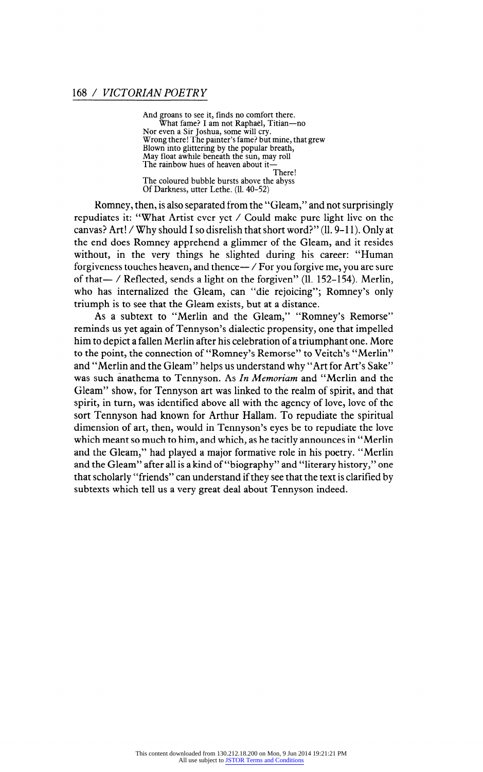> And groans to see it, finds no comfort there.
> What fame? I am not Raphaël, Titian—no
> Nor even a Sir Joshua, some will cry.
> Wrong there! The painter's fame? but mine, that grew
> Blown into glittering by the popular breath,
> May float awhile beneath the sun, may roll
> The rainbow hues of heaven about it—
> There!
> The coloured bubble bursts above the abyss
> Of Darkness, utter Lethe. (ll. 40-52)

Romney, then, is also separated from the "Gleam," and not surprisingly repudiates it: "What Artist ever yet / Could make pure light live on the canvas? Art! / Why should I so disrelish that short word?" (ll. 9-11). Only at the end does Romney apprehend a glimmer of the Gleam, and it resides without, in the very things he slighted during his career: "Human forgiveness touches heaven, and thence— / For you forgive me, you are sure of that— / Reflected, sends a light on the forgiven" (ll. 152-154). Merlin, who has internalized the Gleam, can "die rejoicing"; Romney's only triumph is to see that the Gleam exists, but at a distance.

As a subtext to "Merlin and the Gleam," "Romney's Remorse" reminds us yet again of Tennyson's dialectic propensity, one that impelled him to depict a fallen Merlin after his celebration of a triumphant one. More to the point, the connection of "Romney's Remorse" to Veitch's "Merlin" and "Merlin and the Gleam" helps us understand why "Art for Art's Sake" was such anathema to Tennyson. As *In Memoriam* and "Merlin and the Gleam" show, for Tennyson art was linked to the realm of spirit, and that spirit, in turn, was identified above all with the agency of love, love of the sort Tennyson had known for Arthur Hallam. To repudiate the spiritual dimension of art, then, would in Tennyson's eyes be to repudiate the love which meant so much to him, and which, as he tacitly announces in "Merlin and the Gleam," had played a major formative role in his poetry. "Merlin and the Gleam" after all is a kind of "biography" and "literary history," one that scholarly "friends" can understand if they see that the text is clarified by subtexts which tell us a very great deal about Tennyson indeed.